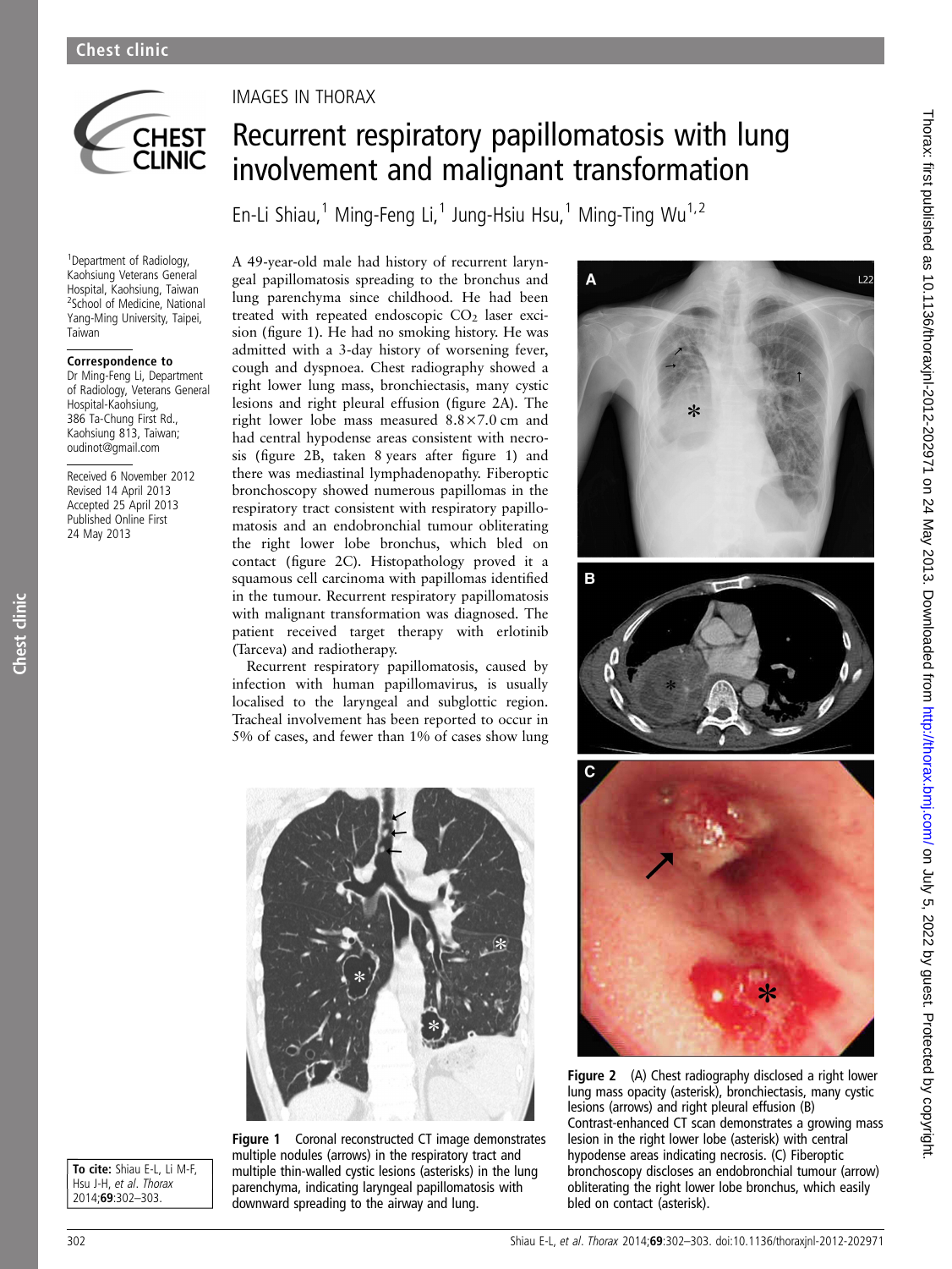IMAGES IN THORAX

# Recurrent respiratory papillomatosis with lung involvement and malignant transformation

En-Li Shiau,[1] Ming-Feng Li,[1] Jung-Hsiu Hsu,[1] Ming-Ting Wu[1,2]

[1]Department of Radiology, Kaohsiung Veterans General Hospital, Kaohsiung, Taiwan
[2]School of Medicine, National Yang-Ming University, Taipei, Taiwan

**Correspondence to**
Dr Ming-Feng Li, Department of Radiology, Veterans General Hospital-Kaohsiung, 386 Ta-Chung First Rd., Kaohsiung 813, Taiwan; oudinot@gmail.com

Received 6 November 2012
Revised 14 April 2013
Accepted 25 April 2013
Published Online First 24 May 2013

A 49-year-old male had history of recurrent laryngeal papillomatosis spreading to the bronchus and lung parenchyma since childhood. He had been treated with repeated endoscopic $CO_2$ laser excision (figure 1). He had no smoking history. He was admitted with a 3-day history of worsening fever, cough and dyspnoea. Chest radiography showed a right lower lung mass, bronchiectasis, many cystic lesions and right pleural effusion (figure 2A). The right lower lobe mass measured 8.8×7.0 cm and had central hypodense areas consistent with necrosis (figure 2B, taken 8 years after figure 1) and there was mediastinal lymphadenopathy. Fiberoptic bronchoscopy showed numerous papillomas in the respiratory tract consistent with respiratory papillomatosis and an endobronchial tumour obliterating the right lower lobe bronchus, which bled on contact (figure 2C). Histopathology proved it a squamous cell carcinoma with papillomas identified in the tumour. Recurrent respiratory papillomatosis with malignant transformation was diagnosed. The patient received target therapy with erlotinib (Tarceva) and radiotherapy.

Recurrent respiratory papillomatosis, caused by infection with human papillomavirus, is usually localised to the laryngeal and subglottic region. Tracheal involvement has been reported to occur in 5% of cases, and fewer than 1% of cases show lung

**Figure 1** Coronal reconstructed CT image demonstrates multiple nodules (arrows) in the respiratory tract and multiple thin-walled cystic lesions (asterisks) in the lung parenchyma, indicating laryngeal papillomatosis with downward spreading to the airway and lung.

**Figure 2** (A) Chest radiography disclosed a right lower lung mass opacity (asterisk), bronchiectasis, many cystic lesions (arrows) and right pleural effusion (B) Contrast-enhanced CT scan demonstrates a growing mass lesion in the right lower lobe (asterisk) with central hypodense areas indicating necrosis. (C) Fiberoptic bronchoscopy discloses an endobronchial tumour (arrow) obliterating the right lower lobe bronchus, which easily bled on contact (asterisk).

**To cite:** Shiau E-L, Li M-F, Hsu J-H, *et al. Thorax* 2014;**69**:302–303.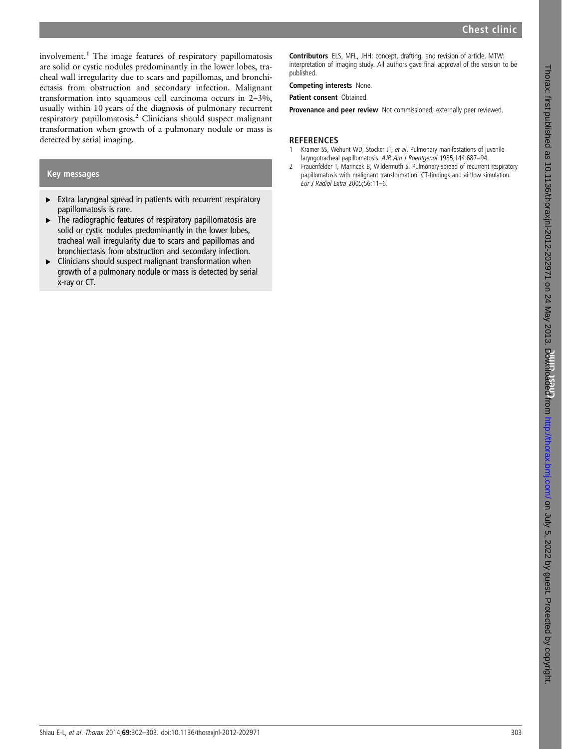involvement.[1] The image features of respiratory papillomatosis are solid or cystic nodules predominantly in the lower lobes, tracheal wall irregularity due to scars and papillomas, and bronchiectasis from obstruction and secondary infection. Malignant transformation into squamous cell carcinoma occurs in 2–3%, usually within 10 years of the diagnosis of pulmonary recurrent respiratory papillomatosis.[2] Clinicians should suspect malignant transformation when growth of a pulmonary nodule or mass is detected by serial imaging.

## Key messages

- Extra laryngeal spread in patients with recurrent respiratory papillomatosis is rare.
- The radiographic features of respiratory papillomatosis are solid or cystic nodules predominantly in the lower lobes, tracheal wall irregularity due to scars and papillomas and bronchiectasis from obstruction and secondary infection.
- Clinicians should suspect malignant transformation when growth of a pulmonary nodule or mass is detected by serial x-ray or CT.

**Contributors** ELS, MFL, JHH: concept, drafting, and revision of article. MTW: interpretation of imaging study. All authors gave final approval of the version to be published.

**Competing interests** None.

**Patient consent** Obtained.

**Provenance and peer review** Not commissioned; externally peer reviewed.

## REFERENCES

1. Kramer SS, Wehunt WD, Stocker JT, *et al*. Pulmonary manifestations of juvenile laryngotracheal papillomatosis. *AJR Am J Roentgenol* 1985;144:687–94.
2. Frauenfelder T, Marincek B, Wildermuth S. Pulmonary spread of recurrent respiratory papillomatosis with malignant transformation: CT-findings and airflow simulation. *Eur J Radiol Extra* 2005;56:11–6.